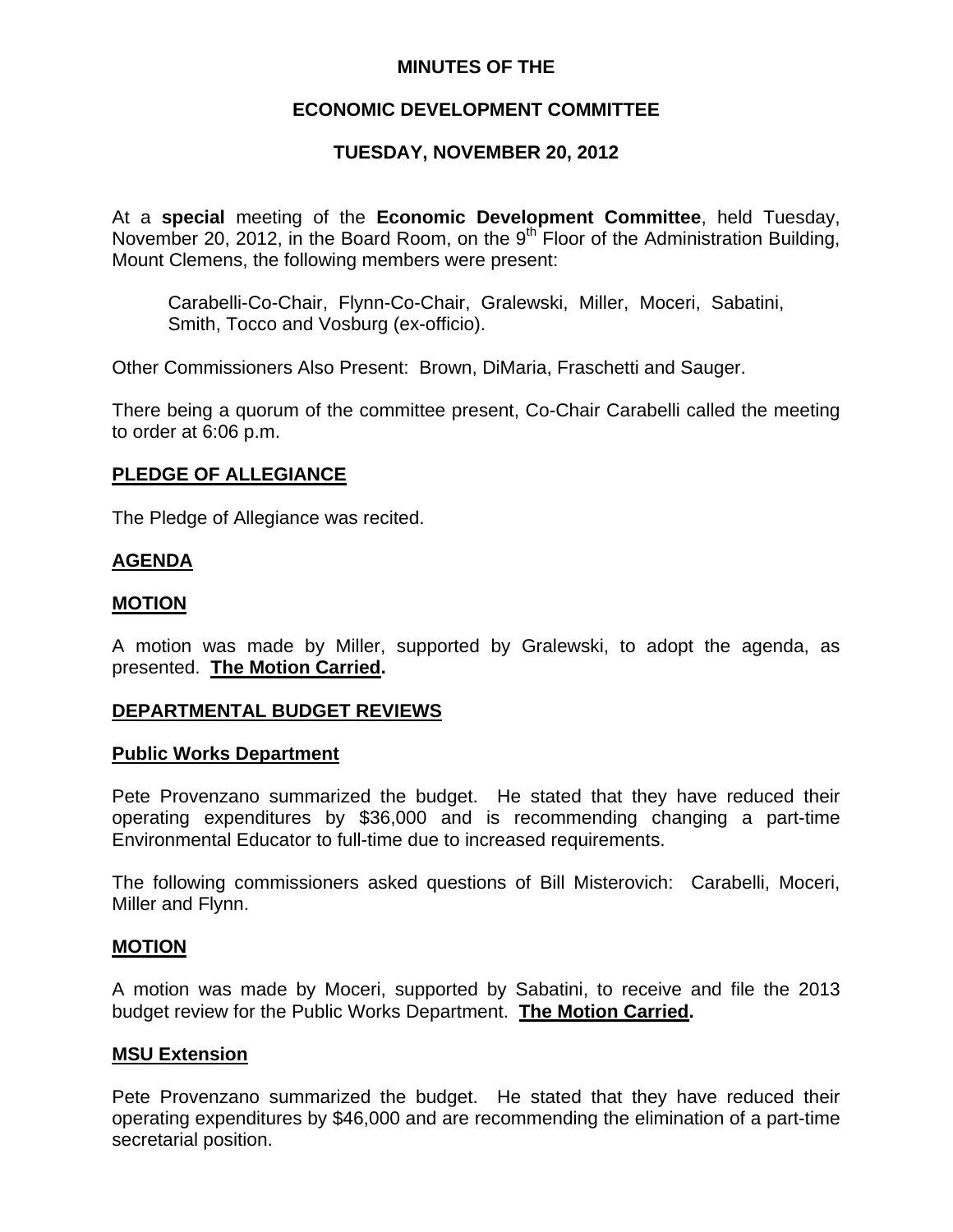**MINUTES OF THE**

**ECONOMIC DEVELOPMENT COMMITTEE**

**TUESDAY, NOVEMBER 20, 2012**

At a **special** meeting of the **Economic Development Committee**, held Tuesday, November 20, 2012, in the Board Room, on the 9th Floor of the Administration Building, Mount Clemens, the following members were present:

Carabelli-Co-Chair, Flynn-Co-Chair, Gralewski, Miller, Moceri, Sabatini, Smith, Tocco and Vosburg (ex-officio).

Other Commissioners Also Present: Brown, DiMaria, Fraschetti and Sauger.

There being a quorum of the committee present, Co-Chair Carabelli called the meeting to order at 6:06 p.m.

## PLEDGE OF ALLEGIANCE

The Pledge of Allegiance was recited.

## AGENDA

## MOTION

A motion was made by Miller, supported by Gralewski, to adopt the agenda, as presented. **The Motion Carried.**

## DEPARTMENTAL BUDGET REVIEWS

### Public Works Department

Pete Provenzano summarized the budget. He stated that they have reduced their operating expenditures by $36,000 and is recommending changing a part-time Environmental Educator to full-time due to increased requirements.

The following commissioners asked questions of Bill Misterovich: Carabelli, Moceri, Miller and Flynn.

## MOTION

A motion was made by Moceri, supported by Sabatini, to receive and file the 2013 budget review for the Public Works Department. **The Motion Carried.**

### MSU Extension

Pete Provenzano summarized the budget. He stated that they have reduced their operating expenditures by $46,000 and are recommending the elimination of a part-time secretarial position.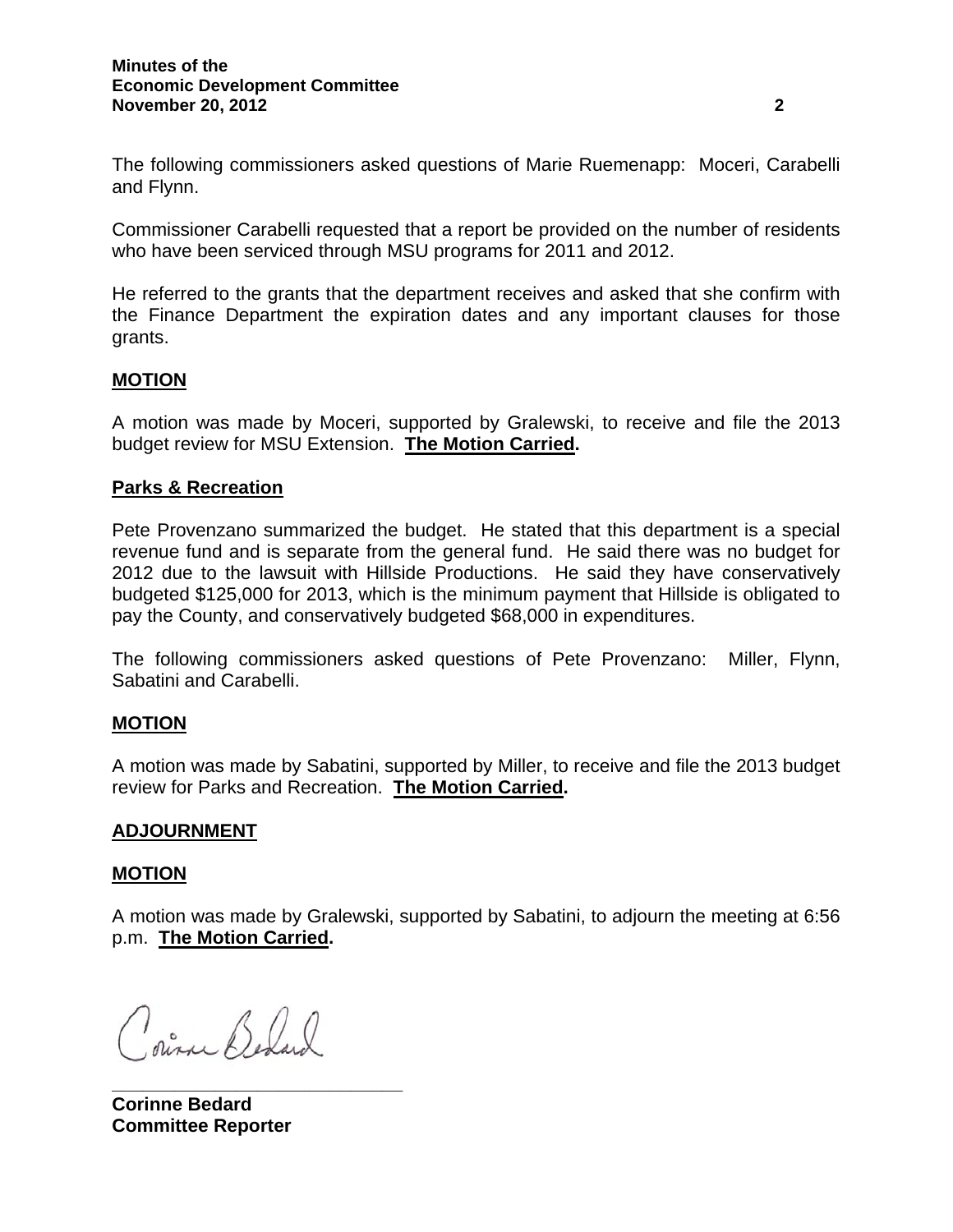The following commissioners asked questions of Marie Ruemenapp: Moceri, Carabelli and Flynn.

Commissioner Carabelli requested that a report be provided on the number of residents who have been serviced through MSU programs for 2011 and 2012.

He referred to the grants that the department receives and asked that she confirm with the Finance Department the expiration dates and any important clauses for those grants.

**MOTION**

A motion was made by Moceri, supported by Gralewski, to receive and file the 2013 budget review for MSU Extension. **The Motion Carried.**

**Parks & Recreation**

Pete Provenzano summarized the budget. He stated that this department is a special revenue fund and is separate from the general fund. He said there was no budget for 2012 due to the lawsuit with Hillside Productions. He said they have conservatively budgeted $125,000 for 2013, which is the minimum payment that Hillside is obligated to pay the County, and conservatively budgeted $68,000 in expenditures.

The following commissioners asked questions of Pete Provenzano: Miller, Flynn, Sabatini and Carabelli.

**MOTION**

A motion was made by Sabatini, supported by Miller, to receive and file the 2013 budget review for Parks and Recreation. **The Motion Carried.**

**ADJOURNMENT**

**MOTION**

A motion was made by Gralewski, supported by Sabatini, to adjourn the meeting at 6:56 p.m. **The Motion Carried.**

**Corinne Bedard**
**Committee Reporter**